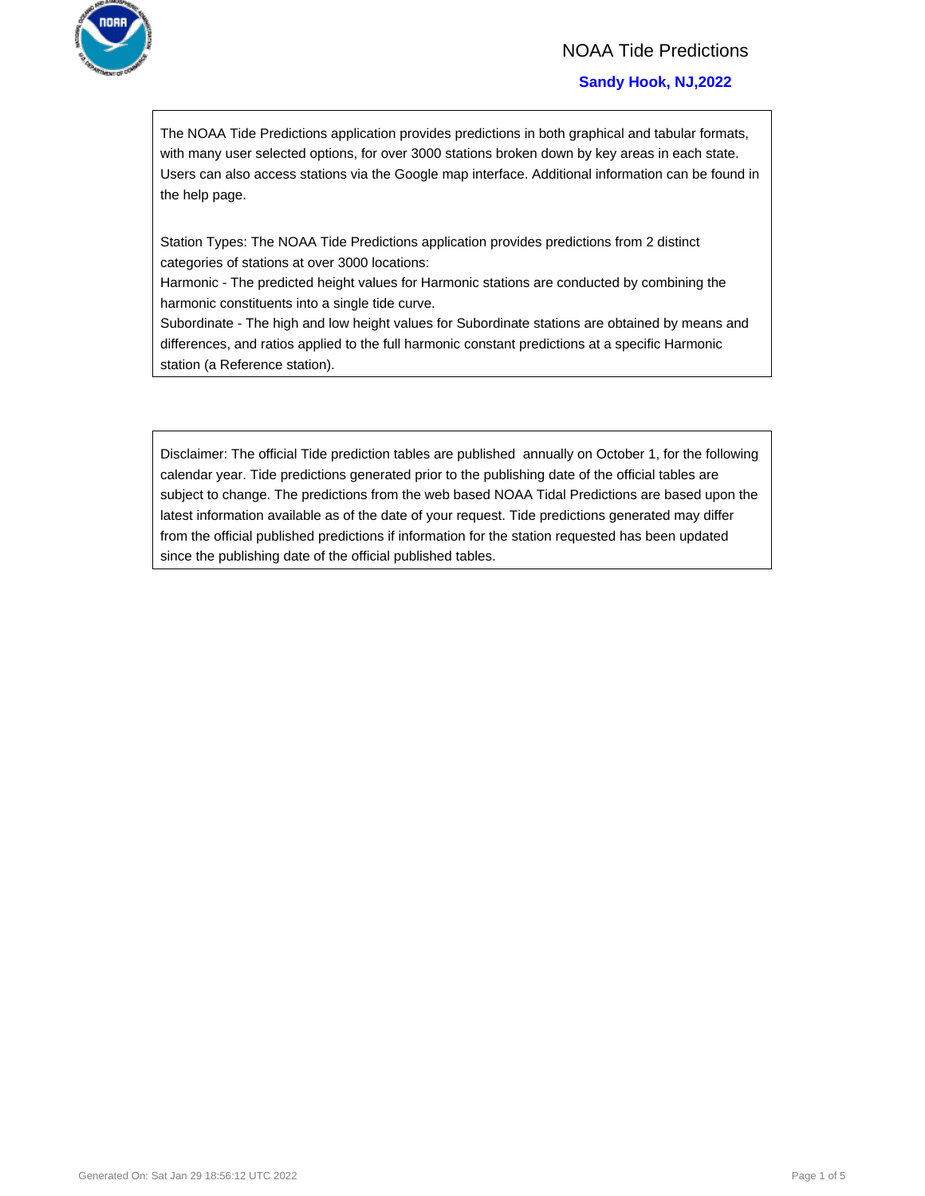# NOAA Tide Predictions

## Sandy Hook, NJ,2022

The NOAA Tide Predictions application provides predictions in both graphical and tabular formats, with many user selected options, for over 3000 stations broken down by key areas in each state. Users can also access stations via the Google map interface. Additional information can be found in the help page.

Station Types: The NOAA Tide Predictions application provides predictions from 2 distinct categories of stations at over 3000 locations:
Harmonic - The predicted height values for Harmonic stations are conducted by combining the harmonic constituents into a single tide curve.
Subordinate - The high and low height values for Subordinate stations are obtained by means and differences, and ratios applied to the full harmonic constant predictions at a specific Harmonic station (a Reference station).

Disclaimer: The official Tide prediction tables are published annually on October 1, for the following calendar year. Tide predictions generated prior to the publishing date of the official tables are subject to change. The predictions from the web based NOAA Tidal Predictions are based upon the latest information available as of the date of your request. Tide predictions generated may differ from the official published predictions if information for the station requested has been updated since the publishing date of the official published tables.

Generated On: Sat Jan 29 18:56:12 UTC 2022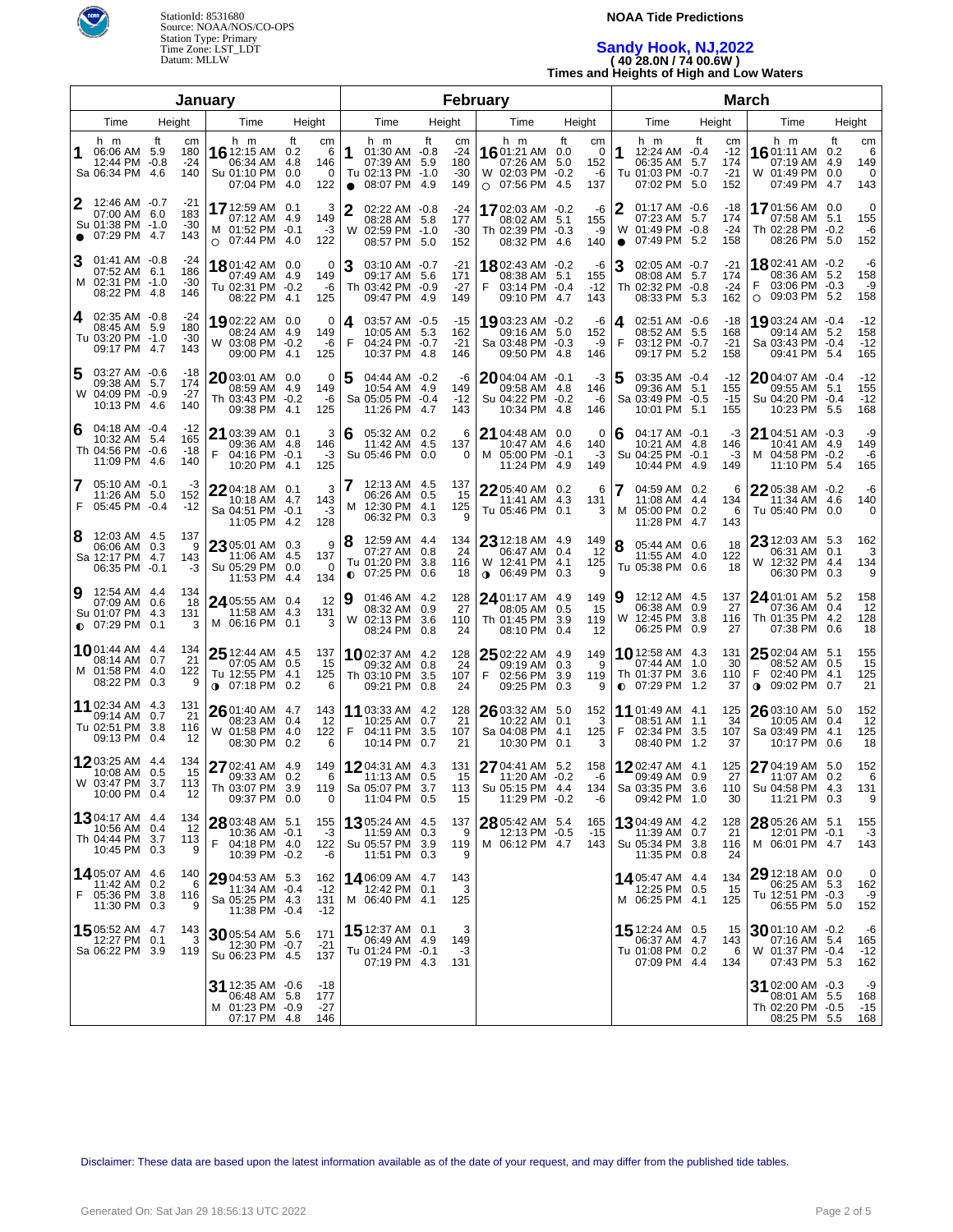StationId: 8531680
Source: NOAA/NOS/CO-OPS
Station Type: Primary
Time Zone: LST_LDT
Datum: MLLW

**NOAA Tide Predictions**

# Sandy Hook, NJ,2022

**( 40 28.0N / 74 00.6W )**

**Times and Heights of High and Low Waters**

## January

| Day | Time (h m) | Height (ft) | Height (cm) |
|---|---|---|---|
| 1 Sa | 06:06 AM | 5.9 | 180 |
| | 12:44 PM | -0.8 | -24 |
| | 06:34 PM | 4.6 | 140 |
| 2 Su ● | 12:46 AM | -0.7 | -21 |
| | 07:00 AM | 6.0 | 183 |
| | 01:38 PM | -1.0 | -30 |
| | 07:29 PM | 4.7 | 143 |
| 3 M | 01:41 AM | -0.8 | -24 |
| | 07:52 AM | 6.1 | 186 |
| | 02:31 PM | -1.0 | -30 |
| | 08:22 PM | 4.8 | 146 |
| 4 Tu | 02:35 AM | -0.8 | -24 |
| | 08:45 AM | 5.9 | 180 |
| | 03:20 PM | -1.0 | -30 |
| | 09:17 PM | 4.7 | 143 |
| 5 W | 03:27 AM | -0.6 | -18 |
| | 09:38 AM | 5.7 | 174 |
| | 04:09 PM | -0.9 | -27 |
| | 10:13 PM | 4.6 | 140 |
| 6 Th | 04:18 AM | -0.4 | -12 |
| | 10:32 AM | 5.4 | 165 |
| | 04:56 PM | -0.6 | -18 |
| | 11:09 PM | 4.6 | 140 |
| 7 F | 05:10 AM | -0.1 | -3 |
| | 11:26 AM | 5.0 | 152 |
| | 05:45 PM | -0.4 | -12 |
| 8 Sa | 12:03 AM | 4.5 | 137 |
| | 06:06 AM | 0.3 | 9 |
| | 12:17 PM | 4.7 | 143 |
| | 06:35 PM | -0.1 | -3 |
| 9 Su ◐ | 12:54 AM | 4.4 | 134 |
| | 07:09 AM | 0.6 | 18 |
| | 01:07 PM | 4.3 | 131 |
| | 07:29 PM | 0.1 | 3 |
| 10 M | 01:44 AM | 4.4 | 134 |
| | 08:14 AM | 0.7 | 21 |
| | 01:58 PM | 4.0 | 122 |
| | 08:22 PM | 0.3 | 9 |
| 11 Tu | 02:34 AM | 4.3 | 131 |
| | 09:14 AM | 0.7 | 21 |
| | 02:51 PM | 3.8 | 116 |
| | 09:13 PM | 0.4 | 12 |
| 12 W | 03:25 AM | 4.4 | 134 |
| | 10:08 AM | 0.5 | 15 |
| | 03:47 PM | 3.7 | 113 |
| | 10:00 PM | 0.4 | 12 |
| 13 Th | 04:17 AM | 4.4 | 134 |
| | 10:56 AM | 0.4 | 12 |
| | 04:44 PM | 3.7 | 113 |
| | 10:45 PM | 0.3 | 9 |
| 14 F | 05:07 AM | 4.6 | 140 |
| | 11:42 AM | 0.2 | 6 |
| | 05:36 PM | 3.8 | 116 |
| | 11:30 PM | 0.3 | 9 |
| 15 Sa | 05:52 AM | 4.7 | 143 |
| | 12:27 PM | 0.1 | 3 |
| | 06:22 PM | 3.9 | 119 |
| 16 Su | 12:15 AM | 0.2 | 6 |
| | 06:34 AM | 4.8 | 146 |
| | 01:10 PM | 0.0 | 0 |
| | 07:04 PM | 4.0 | 122 |
| 17 M ○ | 12:59 AM | 0.1 | 3 |
| | 07:12 AM | 4.9 | 149 |
| | 01:52 PM | -0.1 | -3 |
| | 07:44 PM | 4.0 | 122 |
| 18 Tu | 01:42 AM | 0.0 | 0 |
| | 07:49 AM | 4.9 | 149 |
| | 02:31 PM | -0.2 | -6 |
| | 08:22 PM | 4.1 | 125 |
| 19 W | 02:22 AM | 0.0 | 0 |
| | 08:24 AM | 4.9 | 149 |
| | 03:08 PM | -0.2 | -6 |
| | 09:00 PM | 4.1 | 125 |
| 20 Th | 03:01 AM | 0.0 | 0 |
| | 08:59 AM | 4.9 | 149 |
| | 03:43 PM | -0.2 | -6 |
| | 09:38 PM | 4.1 | 125 |
| 21 F | 03:39 AM | 0.1 | 3 |
| | 09:36 AM | 4.8 | 146 |
| | 04:16 PM | -0.1 | -3 |
| | 10:20 PM | 4.1 | 125 |
| 22 Sa | 04:18 AM | 0.1 | 3 |
| | 10:18 AM | 4.7 | 143 |
| | 04:51 PM | -0.1 | -3 |
| | 11:05 PM | 4.2 | 128 |
| 23 Su | 05:01 AM | 0.3 | 9 |
| | 11:06 AM | 4.5 | 137 |
| | 05:29 PM | 0.0 | 0 |
| | 11:53 PM | 4.4 | 134 |
| 24 M | 05:55 AM | 0.4 | 12 |
| | 11:58 AM | 4.3 | 131 |
| | 06:16 PM | 0.1 | 3 |
| 25 Tu ◑ | 12:44 AM | 4.5 | 137 |
| | 07:05 AM | 0.5 | 15 |
| | 12:55 PM | 4.1 | 125 |
| | 07:18 PM | 0.2 | 6 |
| 26 W | 01:40 AM | 4.7 | 143 |
| | 08:23 AM | 0.4 | 12 |
| | 01:58 PM | 4.0 | 122 |
| | 08:30 PM | 0.2 | 6 |
| 27 Th | 02:41 AM | 4.9 | 149 |
| | 09:33 AM | 0.2 | 6 |
| | 03:07 PM | 3.9 | 119 |
| | 09:37 PM | 0.0 | 0 |
| 28 F | 03:48 AM | 5.1 | 155 |
| | 10:36 AM | -0.1 | -3 |
| | 04:18 PM | 4.0 | 122 |
| | 10:39 PM | -0.2 | -6 |
| 29 Sa | 04:53 AM | 5.3 | 162 |
| | 11:34 AM | -0.4 | -12 |
| | 05:25 PM | 4.3 | 131 |
| | 11:38 PM | -0.4 | -12 |
| 30 Su | 05:54 AM | 5.6 | 171 |
| | 12:30 PM | -0.7 | -21 |
| | 06:23 PM | 4.5 | 137 |
| 31 M | 12:35 AM | -0.6 | -18 |
| | 06:48 AM | 5.8 | 177 |
| | 01:23 PM | -0.9 | -27 |
| | 07:17 PM | 4.8 | 146 |

## February

| Day | Time (h m) | Height (ft) | Height (cm) |
|---|---|---|---|
| 1 Tu ● | 01:30 AM | -0.8 | -24 |
| | 07:39 AM | 5.9 | 180 |
| | 02:13 PM | -1.0 | -30 |
| | 08:07 PM | 4.9 | 149 |
| 2 W | 02:22 AM | -0.8 | -24 |
| | 08:28 AM | 5.8 | 177 |
| | 02:59 PM | -1.0 | -30 |
| | 08:57 PM | 5.0 | 152 |
| 3 Th | 03:10 AM | -0.7 | -21 |
| | 09:17 AM | 5.6 | 171 |
| | 03:42 PM | -0.9 | -27 |
| | 09:47 PM | 4.9 | 149 |
| 4 F | 03:57 AM | -0.5 | -15 |
| | 10:05 AM | 5.3 | 162 |
| | 04:24 PM | -0.7 | -21 |
| | 10:37 PM | 4.8 | 146 |
| 5 Sa | 04:44 AM | -0.2 | -6 |
| | 10:54 AM | 4.9 | 149 |
| | 05:05 PM | -0.4 | -12 |
| | 11:26 PM | 4.7 | 143 |
| 6 Su | 05:32 AM | 0.2 | 6 |
| | 11:42 AM | 4.5 | 137 |
| | 05:46 PM | 0.0 | 0 |
| 7 M | 12:13 AM | 4.5 | 137 |
| | 06:26 AM | 0.5 | 15 |
| | 12:30 PM | 4.1 | 125 |
| | 06:32 PM | 0.3 | 9 |
| 8 Tu ◐ | 12:59 AM | 4.4 | 134 |
| | 07:27 AM | 0.8 | 24 |
| | 01:20 PM | 3.8 | 116 |
| | 07:25 PM | 0.6 | 18 |
| 9 W | 01:46 AM | 4.2 | 128 |
| | 08:32 AM | 0.9 | 27 |
| | 02:13 PM | 3.6 | 110 |
| | 08:24 PM | 0.8 | 24 |
| 10 Th | 02:37 AM | 4.2 | 128 |
| | 09:32 AM | 0.8 | 24 |
| | 03:10 PM | 3.5 | 107 |
| | 09:21 PM | 0.8 | 24 |
| 11 F | 03:33 AM | 4.2 | 128 |
| | 10:25 AM | 0.7 | 21 |
| | 04:11 PM | 3.5 | 107 |
| | 10:14 PM | 0.7 | 21 |
| 12 Sa | 04:31 AM | 4.3 | 131 |
| | 11:13 AM | 0.5 | 15 |
| | 05:07 PM | 3.7 | 113 |
| | 11:04 PM | 0.5 | 15 |
| 13 Su | 05:24 AM | 4.5 | 137 |
| | 11:59 AM | 0.3 | 9 |
| | 05:57 PM | 3.9 | 119 |
| | 11:51 PM | 0.3 | 9 |
| 14 M | 06:09 AM | 4.7 | 143 |
| | 12:42 PM | 0.1 | 3 |
| | 06:40 PM | 4.1 | 125 |
| 15 Tu | 12:37 AM | 0.1 | 3 |
| | 06:49 AM | 4.9 | 149 |
| | 01:24 PM | -0.1 | -3 |
| | 07:19 PM | 4.3 | 131 |
| 16 W ○ | 01:21 AM | 0.0 | 0 |
| | 07:26 AM | 5.0 | 152 |
| | 02:03 PM | -0.2 | -6 |
| | 07:56 PM | 4.5 | 137 |
| 17 Th | 02:03 AM | -0.2 | -6 |
| | 08:02 AM | 5.1 | 155 |
| | 02:39 PM | -0.3 | -9 |
| | 08:32 PM | 4.6 | 140 |
| 18 F | 02:43 AM | -0.2 | -6 |
| | 08:38 AM | 5.1 | 155 |
| | 03:14 PM | -0.4 | -12 |
| | 09:10 PM | 4.7 | 143 |
| 19 Sa | 03:23 AM | -0.2 | -6 |
| | 09:16 AM | 5.0 | 152 |
| | 03:48 PM | -0.3 | -9 |
| | 09:50 PM | 4.8 | 146 |
| 20 Su | 04:04 AM | -0.1 | -3 |
| | 09:58 AM | 4.8 | 146 |
| | 04:22 PM | -0.2 | -6 |
| | 10:34 PM | 4.8 | 146 |
| 21 M | 04:48 AM | 0.0 | 0 |
| | 10:47 AM | 4.6 | 140 |
| | 05:00 PM | -0.1 | -3 |
| | 11:24 PM | 4.9 | 149 |
| 22 Tu | 05:40 AM | 0.2 | 6 |
| | 11:41 AM | 4.3 | 131 |
| | 05:46 PM | 0.1 | 3 |
| 23 W ◑ | 12:18 AM | 4.9 | 149 |
| | 06:47 AM | 0.4 | 12 |
| | 12:41 PM | 4.1 | 125 |
| | 06:49 PM | 0.3 | 9 |
| 24 Th | 01:17 AM | 4.9 | 149 |
| | 08:05 AM | 0.5 | 15 |
| | 01:45 PM | 3.9 | 119 |
| | 08:10 PM | 0.4 | 12 |
| 25 F | 02:22 AM | 4.9 | 149 |
| | 09:19 AM | 0.3 | 9 |
| | 02:56 PM | 3.9 | 119 |
| | 09:25 PM | 0.3 | 9 |
| 26 Sa | 03:32 AM | 5.0 | 152 |
| | 10:22 AM | 0.1 | 3 |
| | 04:08 PM | 4.1 | 125 |
| | 10:30 PM | 0.1 | 3 |
| 27 Su | 04:41 AM | 5.2 | 158 |
| | 11:20 AM | -0.2 | -6 |
| | 05:15 PM | 4.4 | 134 |
| | 11:29 PM | -0.2 | -6 |
| 28 M | 05:42 AM | 5.4 | 165 |
| | 12:13 PM | -0.5 | -15 |
| | 06:12 PM | 4.7 | 143 |

## March

| Day | Time (h m) | Height (ft) | Height (cm) |
|---|---|---|---|
| 1 Tu | 12:24 AM | -0.4 | -12 |
| | 06:35 AM | 5.7 | 174 |
| | 01:03 PM | -0.7 | -21 |
| | 07:02 PM | 5.0 | 152 |
| 2 W ● | 01:17 AM | -0.6 | -18 |
| | 07:23 AM | 5.7 | 174 |
| | 01:49 PM | -0.8 | -24 |
| | 07:49 PM | 5.2 | 158 |
| 3 Th | 02:05 AM | -0.7 | -21 |
| | 08:08 AM | 5.7 | 174 |
| | 02:32 PM | -0.8 | -24 |
| | 08:33 PM | 5.3 | 162 |
| 4 F | 02:51 AM | -0.6 | -18 |
| | 08:52 AM | 5.5 | 168 |
| | 03:12 PM | -0.7 | -21 |
| | 09:17 PM | 5.2 | 158 |
| 5 Sa | 03:35 AM | -0.4 | -12 |
| | 09:36 AM | 5.1 | 155 |
| | 03:49 PM | -0.5 | -15 |
| | 10:01 PM | 5.1 | 155 |
| 6 Su | 04:17 AM | -0.1 | -3 |
| | 10:21 AM | 4.8 | 146 |
| | 04:25 PM | -0.1 | -3 |
| | 10:44 PM | 4.9 | 149 |
| 7 M | 04:59 AM | 0.2 | 6 |
| | 11:08 AM | 4.4 | 134 |
| | 05:00 PM | 0.2 | 6 |
| | 11:28 PM | 4.7 | 143 |
| 8 Tu | 05:44 AM | 0.6 | 18 |
| | 11:55 AM | 4.0 | 122 |
| | 05:38 PM | 0.6 | 18 |
| 9 W | 12:12 AM | 4.5 | 137 |
| | 06:38 AM | 0.9 | 27 |
| | 12:45 PM | 3.8 | 116 |
| | 06:25 PM | 0.9 | 27 |
| 10 Th ◐ | 12:58 AM | 4.3 | 131 |
| | 07:44 AM | 1.0 | 30 |
| | 01:37 PM | 3.6 | 110 |
| | 07:29 PM | 1.2 | 37 |
| 11 F | 01:49 AM | 4.1 | 125 |
| | 08:51 AM | 1.1 | 34 |
| | 02:34 PM | 3.5 | 107 |
| | 08:40 PM | 1.2 | 37 |
| 12 Sa | 02:47 AM | 4.1 | 125 |
| | 09:49 AM | 0.9 | 27 |
| | 03:35 PM | 3.6 | 110 |
| | 09:42 PM | 1.0 | 30 |
| 13 Su | 04:49 AM | 4.2 | 128 |
| | 11:39 AM | 0.7 | 21 |
| | 05:34 PM | 3.8 | 116 |
| | 11:35 PM | 0.8 | 24 |
| 14 M | 05:47 AM | 4.4 | 134 |
| | 12:25 PM | 0.5 | 15 |
| | 06:25 PM | 4.1 | 125 |
| 15 Tu | 12:24 AM | 0.5 | 15 |
| | 06:37 AM | 4.7 | 143 |
| | 01:08 PM | 0.2 | 6 |
| | 07:09 PM | 4.4 | 134 |
| 16 W | 01:11 AM | 0.2 | 6 |
| | 07:19 AM | 4.9 | 149 |
| | 01:49 PM | 0.0 | 0 |
| | 07:49 PM | 4.7 | 143 |
| 17 Th | 01:56 AM | 0.0 | 0 |
| | 07:58 AM | 5.1 | 155 |
| | 02:28 PM | -0.2 | -6 |
| | 08:26 PM | 5.0 | 152 |
| 18 F ○ | 02:41 AM | -0.2 | -6 |
| | 08:36 AM | 5.2 | 158 |
| | 03:06 PM | -0.3 | -9 |
| | 09:03 PM | 5.2 | 158 |
| 19 Sa | 03:24 AM | -0.4 | -12 |
| | 09:14 AM | 5.2 | 158 |
| | 03:43 PM | -0.4 | -12 |
| | 09:41 PM | 5.4 | 165 |
| 20 Su | 04:07 AM | -0.4 | -12 |
| | 09:55 AM | 5.1 | 155 |
| | 04:20 PM | -0.4 | -12 |
| | 10:23 PM | 5.5 | 168 |
| 21 M | 04:51 AM | -0.3 | -9 |
| | 10:41 AM | 4.9 | 149 |
| | 04:58 PM | -0.2 | -6 |
| | 11:10 PM | 5.4 | 165 |
| 22 Tu | 05:38 AM | -0.2 | -6 |
| | 11:34 AM | 4.6 | 140 |
| | 05:40 PM | 0.0 | 0 |
| 23 W | 12:03 AM | 5.3 | 162 |
| | 06:31 AM | 0.1 | 3 |
| | 12:32 PM | 4.4 | 134 |
| | 06:30 PM | 0.3 | 9 |
| 24 Th | 01:01 AM | 5.2 | 158 |
| | 07:36 AM | 0.4 | 12 |
| | 01:35 PM | 4.2 | 128 |
| | 07:38 PM | 0.6 | 18 |
| 25 F ◑ | 02:04 AM | 5.1 | 155 |
| | 08:52 AM | 0.5 | 15 |
| | 02:40 PM | 4.1 | 125 |
| | 09:02 PM | 0.7 | 21 |
| 26 Sa | 03:10 AM | 5.0 | 152 |
| | 10:05 AM | 0.4 | 12 |
| | 03:49 PM | 4.1 | 125 |
| | 10:17 PM | 0.6 | 18 |
| 27 Su | 04:19 AM | 5.0 | 152 |
| | 11:07 AM | 0.2 | 6 |
| | 04:58 PM | 4.3 | 131 |
| | 11:21 PM | 0.3 | 9 |
| 28 M | 05:26 AM | 5.1 | 155 |
| | 12:01 PM | -0.1 | -3 |
| | 06:01 PM | 4.7 | 143 |
| 29 Tu | 12:18 AM | 0.0 | 0 |
| | 06:25 AM | 5.3 | 162 |
| | 12:51 PM | -0.3 | -9 |
| | 06:55 PM | 5.0 | 152 |
| 30 W | 01:10 AM | -0.2 | -6 |
| | 07:16 AM | 5.4 | 165 |
| | 01:37 PM | -0.4 | -12 |
| | 07:43 PM | 5.3 | 162 |
| 31 Th | 02:00 AM | -0.3 | -9 |
| | 08:01 AM | 5.5 | 168 |
| | 02:20 PM | -0.5 | -15 |
| | 08:25 PM | 5.5 | 168 |

Disclaimer: These data are based upon the latest information available as of the date of your request, and may differ from the published tide tables.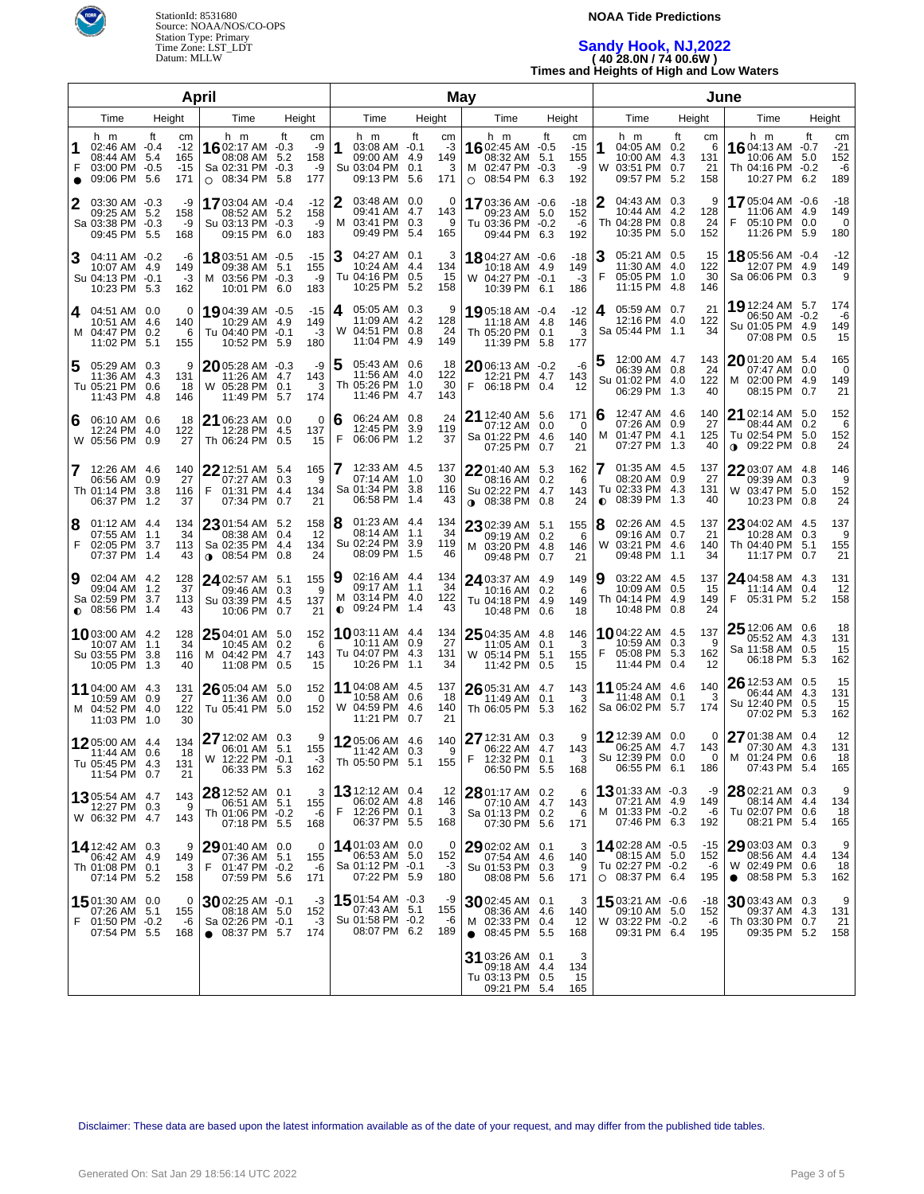StationId: 8531680
Source: NOAA/NOS/CO-OPS
Station Type: Primary
Time Zone: LST_LDT
Datum: MLLW

**NOAA Tide Predictions**

## Sandy Hook, NJ,2022

**( 40 28.0N / 74 00.6W )**

**Times and Heights of High and Low Waters**

## April

| Day | Time | ft | cm | Day | Time | ft | cm |
|---|---|---|---|---|---|---|---|
| 1 F ● | 02:46 AM | -0.4 | -12 | 16 Sa ○ | 02:17 AM | -0.3 | -9 |
| | 08:44 AM | 5.4 | 165 | | 08:08 AM | 5.2 | 158 |
| | 03:00 PM | -0.5 | -15 | | 02:31 PM | -0.3 | -9 |
| | 09:06 PM | 5.6 | 171 | | 08:34 PM | 5.8 | 177 |
| 2 Sa | 03:30 AM | -0.3 | -9 | 17 Su | 03:04 AM | -0.4 | -12 |
| | 09:25 AM | 5.2 | 158 | | 08:52 AM | 5.2 | 158 |
| | 03:38 PM | -0.3 | -9 | | 03:13 PM | -0.3 | -9 |
| | 09:45 PM | 5.5 | 168 | | 09:15 PM | 6.0 | 183 |
| 3 Su | 04:11 AM | -0.2 | -6 | 18 M | 03:51 AM | -0.5 | -15 |
| | 10:07 AM | 4.9 | 149 | | 09:38 AM | 5.1 | 155 |
| | 04:13 PM | -0.1 | -3 | | 03:56 PM | -0.3 | -9 |
| | 10:23 PM | 5.3 | 162 | | 10:01 PM | 6.0 | 183 |
| 4 M | 04:51 AM | 0.0 | 0 | 19 Tu | 04:39 AM | -0.5 | -15 |
| | 10:51 AM | 4.6 | 140 | | 10:29 AM | 4.9 | 149 |
| | 04:47 PM | 0.2 | 6 | | 04:40 PM | -0.1 | -3 |
| | 11:02 PM | 5.1 | 155 | | 10:52 PM | 5.9 | 180 |
| 5 Tu | 05:29 AM | 0.3 | 9 | 20 W | 05:28 AM | -0.3 | -9 |
| | 11:36 AM | 4.3 | 131 | | 11:26 AM | 4.7 | 143 |
| | 05:21 PM | 0.6 | 18 | | 05:28 PM | 0.1 | 3 |
| | 11:43 PM | 4.8 | 146 | | 11:49 PM | 5.7 | 174 |
| 6 W | 06:10 AM | 0.6 | 18 | 21 Th | 06:23 AM | 0.0 | 0 |
| | 12:24 PM | 4.0 | 122 | | 12:28 PM | 4.5 | 137 |
| | 05:56 PM | 0.9 | 27 | | 06:24 PM | 0.5 | 15 |
| 7 Th | 12:26 AM | 4.6 | 140 | 22 F | 12:51 AM | 5.4 | 165 |
| | 06:56 AM | 0.9 | 27 | | 07:27 AM | 0.3 | 9 |
| | 01:14 PM | 3.8 | 116 | | 01:31 PM | 4.4 | 134 |
| | 06:37 PM | 1.2 | 37 | | 07:34 PM | 0.7 | 21 |
| 8 F | 01:12 AM | 4.4 | 134 | 23 Sa ◑ | 01:54 AM | 5.2 | 158 |
| | 07:55 AM | 1.1 | 34 | | 08:38 AM | 0.4 | 12 |
| | 02:05 PM | 3.7 | 113 | | 02:35 PM | 4.4 | 134 |
| | 07:37 PM | 1.4 | 43 | | 08:54 PM | 0.8 | 24 |
| 9 Sa ◐ | 02:04 AM | 4.2 | 128 | 24 Su | 02:57 AM | 5.1 | 155 |
| | 09:04 AM | 1.2 | 37 | | 09:46 AM | 0.3 | 9 |
| | 02:59 PM | 3.7 | 113 | | 03:39 PM | 4.5 | 137 |
| | 08:56 PM | 1.4 | 43 | | 10:06 PM | 0.7 | 21 |
| 10 Su | 03:00 AM | 4.2 | 128 | 25 M | 04:01 AM | 5.0 | 152 |
| | 10:07 AM | 1.1 | 34 | | 10:45 AM | 0.2 | 6 |
| | 03:55 PM | 3.8 | 116 | | 04:42 PM | 4.7 | 143 |
| | 10:05 PM | 1.3 | 40 | | 11:08 PM | 0.5 | 15 |
| 11 M | 04:00 AM | 4.3 | 131 | 26 Tu | 05:04 AM | 5.0 | 152 |
| | 10:59 AM | 0.9 | 27 | | 11:36 AM | 0.0 | 0 |
| | 04:52 PM | 4.0 | 122 | | 05:41 PM | 5.0 | 152 |
| | 11:03 PM | 1.0 | 30 | | | | |
| 12 Tu | 05:00 AM | 4.4 | 134 | 27 W | 12:02 AM | 0.3 | 9 |
| | 11:44 AM | 0.6 | 18 | | 06:01 AM | 5.1 | 155 |
| | 05:45 PM | 4.3 | 131 | | 12:22 PM | -0.1 | -3 |
| | 11:54 PM | 0.7 | 21 | | 06:33 PM | 5.3 | 162 |
| 13 W | 05:54 AM | 4.7 | 143 | 28 Th | 12:52 AM | 0.1 | 3 |
| | 12:27 PM | 0.3 | 9 | | 06:51 AM | 5.1 | 155 |
| | 06:32 PM | 4.7 | 143 | | 01:06 PM | -0.2 | -6 |
| | | | | | 07:18 PM | 5.5 | 168 |
| 14 Th | 12:42 AM | 0.3 | 9 | 29 F | 01:40 AM | 0.0 | 0 |
| | 06:42 AM | 4.9 | 149 | | 07:36 AM | 5.1 | 155 |
| | 01:08 PM | 0.1 | 3 | | 01:47 PM | -0.2 | -6 |
| | 07:14 PM | 5.2 | 158 | | 07:59 PM | 5.6 | 171 |
| 15 F | 01:30 AM | 0.0 | 0 | 30 Sa ● | 02:25 AM | -0.1 | -3 |
| | 07:26 AM | 5.1 | 155 | | 08:18 AM | 5.0 | 152 |
| | 01:50 PM | -0.2 | -6 | | 02:26 PM | -0.1 | -3 |
| | 07:54 PM | 5.5 | 168 | | 08:37 PM | 5.7 | 174 |

## May

| Day | Time | ft | cm | Day | Time | ft | cm |
|---|---|---|---|---|---|---|---|
| 1 Su | 03:08 AM | -0.1 | -3 | 16 M ○ | 02:45 AM | -0.5 | -15 |
| | 09:00 AM | 4.9 | 149 | | 08:32 AM | 5.1 | 155 |
| | 03:04 PM | 0.1 | 3 | | 02:47 PM | -0.3 | -9 |
| | 09:13 PM | 5.6 | 171 | | 08:54 PM | 6.3 | 192 |
| 2 M | 03:48 AM | 0.0 | 0 | 17 Tu | 03:36 AM | -0.6 | -18 |
| | 09:41 AM | 4.7 | 143 | | 09:23 AM | 5.0 | 152 |
| | 03:41 PM | 0.3 | 9 | | 03:36 PM | -0.2 | -6 |
| | 09:49 PM | 5.4 | 165 | | 09:44 PM | 6.3 | 192 |
| 3 Tu | 04:27 AM | 0.1 | 3 | 18 W | 04:27 AM | -0.6 | -18 |
| | 10:24 AM | 4.4 | 134 | | 10:18 AM | 4.9 | 149 |
| | 04:16 PM | 0.5 | 15 | | 04:27 PM | -0.1 | -3 |
| | 10:25 PM | 5.2 | 158 | | 10:39 PM | 6.1 | 186 |
| 4 W | 05:05 AM | 0.3 | 9 | 19 Th | 05:18 AM | -0.4 | -12 |
| | 11:09 AM | 4.2 | 128 | | 11:18 AM | 4.8 | 146 |
| | 04:51 PM | 0.8 | 24 | | 05:20 PM | 0.1 | 3 |
| | 11:04 PM | 4.9 | 149 | | 11:39 PM | 5.8 | 177 |
| 5 Th | 05:43 AM | 0.6 | 18 | 20 F | 06:13 AM | -0.2 | -6 |
| | 11:56 AM | 4.0 | 122 | | 12:21 PM | 4.7 | 143 |
| | 05:26 PM | 1.0 | 30 | | 06:18 PM | 0.4 | 12 |
| | 11:46 PM | 4.7 | 143 | | | | |
| 6 F | 06:24 AM | 0.8 | 24 | 21 Sa | 12:40 AM | 5.6 | 171 |
| | 12:45 PM | 3.9 | 119 | | 07:12 AM | 0.0 | 0 |
| | 06:06 PM | 1.2 | 37 | | 01:22 PM | 4.6 | 140 |
| | | | | | 07:25 PM | 0.7 | 21 |
| 7 Sa | 12:33 AM | 4.5 | 137 | 22 Su ◑ | 01:40 AM | 5.3 | 162 |
| | 07:14 AM | 1.0 | 30 | | 08:16 AM | 0.2 | 6 |
| | 01:34 PM | 3.8 | 116 | | 02:22 PM | 4.7 | 143 |
| | 06:58 PM | 1.4 | 43 | | 08:38 PM | 0.8 | 24 |
| 8 Su | 01:23 AM | 4.4 | 134 | 23 M | 02:39 AM | 5.1 | 155 |
| | 08:14 AM | 1.1 | 34 | | 09:19 AM | 0.2 | 6 |
| | 02:24 PM | 3.9 | 119 | | 03:20 PM | 4.8 | 146 |
| | 08:09 PM | 1.5 | 46 | | 09:48 PM | 0.7 | 21 |
| 9 M ◐ | 02:16 AM | 4.4 | 134 | 24 Tu | 03:37 AM | 4.9 | 149 |
| | 09:17 AM | 1.1 | 34 | | 10:16 AM | 0.2 | 6 |
| | 03:14 PM | 4.0 | 122 | | 04:18 PM | 4.9 | 149 |
| | 09:24 PM | 1.4 | 43 | | 10:48 PM | 0.6 | 18 |
| 10 Tu | 03:11 AM | 4.4 | 134 | 25 W | 04:35 AM | 4.8 | 146 |
| | 10:11 AM | 0.9 | 27 | | 11:05 AM | 0.1 | 3 |
| | 04:07 PM | 4.3 | 131 | | 05:14 PM | 5.1 | 155 |
| | 10:26 PM | 1.1 | 34 | | 11:42 PM | 0.5 | 15 |
| 11 W | 04:08 AM | 4.5 | 137 | 26 Th | 05:31 AM | 4.7 | 143 |
| | 10:58 AM | 0.6 | 18 | | 11:49 AM | 0.1 | 3 |
| | 04:59 PM | 4.6 | 140 | | 06:05 PM | 5.3 | 162 |
| | 11:21 PM | 0.7 | 21 | | | | |
| 12 Th | 05:06 AM | 4.6 | 140 | 27 F | 12:31 AM | 0.3 | 9 |
| | 11:42 AM | 0.3 | 9 | | 06:22 AM | 4.7 | 143 |
| | 05:50 PM | 5.1 | 155 | | 12:32 PM | 0.1 | 3 |
| | | | | | 06:50 PM | 5.5 | 168 |
| 13 F | 12:12 AM | 0.4 | 12 | 28 Sa | 01:17 AM | 0.2 | 6 |
| | 06:02 AM | 4.8 | 146 | | 07:10 AM | 4.7 | 143 |
| | 12:26 PM | 0.1 | 3 | | 01:13 PM | 0.2 | 6 |
| | 06:37 PM | 5.5 | 168 | | 07:30 PM | 5.6 | 171 |
| 14 Sa | 01:03 AM | 0.0 | 0 | 29 Su | 02:02 AM | 0.1 | 3 |
| | 06:53 AM | 5.0 | 152 | | 07:54 AM | 4.6 | 140 |
| | 01:12 PM | -0.1 | -3 | | 01:53 PM | 0.3 | 9 |
| | 07:22 PM | 5.9 | 180 | | 08:08 PM | 5.6 | 171 |
| 15 Su | 01:54 AM | -0.3 | -9 | 30 M ● | 02:45 AM | 0.1 | 3 |
| | 07:43 AM | 5.1 | 155 | | 08:36 AM | 4.6 | 140 |
| | 01:58 PM | -0.2 | -6 | | 02:33 PM | 0.4 | 12 |
| | 08:07 PM | 6.2 | 189 | | 08:45 PM | 5.5 | 168 |
| | | | | 31 Tu | 03:26 AM | 0.1 | 3 |
| | | | | | 09:18 AM | 4.4 | 134 |
| | | | | | 03:13 PM | 0.5 | 15 |
| | | | | | 09:21 PM | 5.4 | 165 |

## June

| Day | Time | ft | cm | Day | Time | ft | cm |
|---|---|---|---|---|---|---|---|
| 1 W | 04:05 AM | 0.2 | 6 | 16 Th | 04:13 AM | -0.7 | -21 |
| | 10:00 AM | 4.3 | 131 | | 10:06 AM | 5.0 | 152 |
| | 03:51 PM | 0.7 | 21 | | 04:16 PM | -0.2 | -6 |
| | 09:57 PM | 5.2 | 158 | | 10:27 PM | 6.2 | 189 |
| 2 Th | 04:43 AM | 0.3 | 9 | 17 F | 05:04 AM | -0.6 | -18 |
| | 10:44 AM | 4.2 | 128 | | 11:06 AM | 4.9 | 149 |
| | 04:28 PM | 0.8 | 24 | | 05:10 PM | 0.0 | 0 |
| | 10:35 PM | 5.0 | 152 | | 11:26 PM | 5.9 | 180 |
| 3 F | 05:21 AM | 0.5 | 15 | 18 Sa | 05:56 AM | -0.4 | -12 |
| | 11:30 AM | 4.0 | 122 | | 12:07 PM | 4.9 | 149 |
| | 05:05 PM | 1.0 | 30 | | 06:06 PM | 0.3 | 9 |
| | 11:15 PM | 4.8 | 146 | | | | |
| 4 Sa | 05:59 AM | 0.7 | 21 | 19 Su | 12:24 AM | 5.7 | 174 |
| | 12:16 PM | 4.0 | 122 | | 06:50 AM | -0.2 | -6 |
| | 05:44 PM | 1.1 | 34 | | 01:05 PM | 4.9 | 149 |
| | | | | | 07:08 PM | 0.5 | 15 |
| 5 Su | 12:00 AM | 4.7 | 143 | 20 M | 01:20 AM | 5.4 | 165 |
| | 06:39 AM | 0.8 | 24 | | 07:47 AM | 0.0 | 0 |
| | 01:02 PM | 4.0 | 122 | | 02:00 PM | 4.9 | 149 |
| | 06:29 PM | 1.3 | 40 | | 08:15 PM | 0.7 | 21 |
| 6 M | 12:47 AM | 4.6 | 140 | 21 Tu ◑ | 02:14 AM | 5.0 | 152 |
| | 07:26 AM | 0.9 | 27 | | 08:44 AM | 0.2 | 6 |
| | 01:47 PM | 4.1 | 125 | | 02:54 PM | 5.0 | 152 |
| | 07:27 PM | 1.3 | 40 | | 09:22 PM | 0.8 | 24 |
| 7 Tu ◐ | 01:35 AM | 4.5 | 137 | 22 W | 03:07 AM | 4.8 | 146 |
| | 08:20 AM | 0.9 | 27 | | 09:39 AM | 0.3 | 9 |
| | 02:33 PM | 4.3 | 131 | | 03:47 PM | 5.0 | 152 |
| | 08:39 PM | 1.3 | 40 | | 10:23 PM | 0.8 | 24 |
| 8 W | 02:26 AM | 4.5 | 137 | 23 Th | 04:02 AM | 4.5 | 137 |
| | 09:16 AM | 0.7 | 21 | | 10:28 AM | 0.3 | 9 |
| | 03:21 PM | 4.6 | 140 | | 04:40 PM | 5.1 | 155 |
| | 09:48 PM | 1.1 | 34 | | 11:17 PM | 0.7 | 21 |
| 9 Th | 03:22 AM | 4.5 | 137 | 24 F | 04:58 AM | 4.3 | 131 |
| | 10:09 AM | 0.5 | 15 | | 11:14 AM | 0.4 | 12 |
| | 04:14 PM | 4.9 | 149 | | 05:31 PM | 5.2 | 158 |
| | 10:48 PM | 0.8 | 24 | | | | |
| 10 F | 04:22 AM | 4.5 | 137 | 25 Sa | 12:06 AM | 0.6 | 18 |
| | 10:59 AM | 0.3 | 9 | | 05:52 AM | 4.3 | 131 |
| | 05:08 PM | 5.3 | 162 | | 11:58 AM | 0.5 | 15 |
| | 11:44 PM | 0.4 | 12 | | 06:18 PM | 5.3 | 162 |
| 11 Sa | 05:24 AM | 4.6 | 140 | 26 Su | 12:53 AM | 0.5 | 15 |
| | 11:48 AM | 0.1 | 3 | | 06:44 AM | 4.3 | 131 |
| | 06:02 PM | 5.7 | 174 | | 12:40 PM | 0.5 | 15 |
| | | | | | 07:02 PM | 5.3 | 162 |
| 12 Su | 12:39 AM | 0.0 | 0 | 27 M | 01:38 AM | 0.4 | 12 |
| | 06:25 AM | 4.7 | 143 | | 07:30 AM | 4.3 | 131 |
| | 12:39 PM | 0.0 | 0 | | 01:24 PM | 0.6 | 18 |
| | 06:55 PM | 6.1 | 186 | | 07:43 PM | 5.4 | 165 |
| 13 M | 01:33 AM | -0.3 | -9 | 28 Tu | 02:21 AM | 0.3 | 9 |
| | 07:21 AM | 4.9 | 149 | | 08:14 AM | 4.4 | 134 |
| | 01:33 PM | -0.2 | -6 | | 02:07 PM | 0.6 | 18 |
| | 07:46 PM | 6.3 | 192 | | 08:21 PM | 5.4 | 165 |
| 14 Tu ○ | 02:28 AM | -0.5 | -15 | 29 W ● | 03:03 AM | 0.3 | 9 |
| | 08:15 AM | 5.0 | 152 | | 08:56 AM | 4.4 | 134 |
| | 02:27 PM | -0.2 | -6 | | 02:49 PM | 0.6 | 18 |
| | 08:37 PM | 6.4 | 195 | | 08:58 PM | 5.3 | 162 |
| 15 W | 03:21 AM | -0.6 | -18 | 30 Th | 03:43 AM | 0.3 | 9 |
| | 09:10 AM | 5.0 | 152 | | 09:37 AM | 4.3 | 131 |
| | 03:22 PM | -0.2 | -6 | | 03:32 PM | 0.7 | 21 |
| | 09:31 PM | 6.4 | 195 | | 09:35 PM | 5.2 | 158 |

Disclaimer: These data are based upon the latest information available as of the date of your request, and may differ from the published tide tables.

Generated On: Sat Jan 29 18:56:14 UTC 2022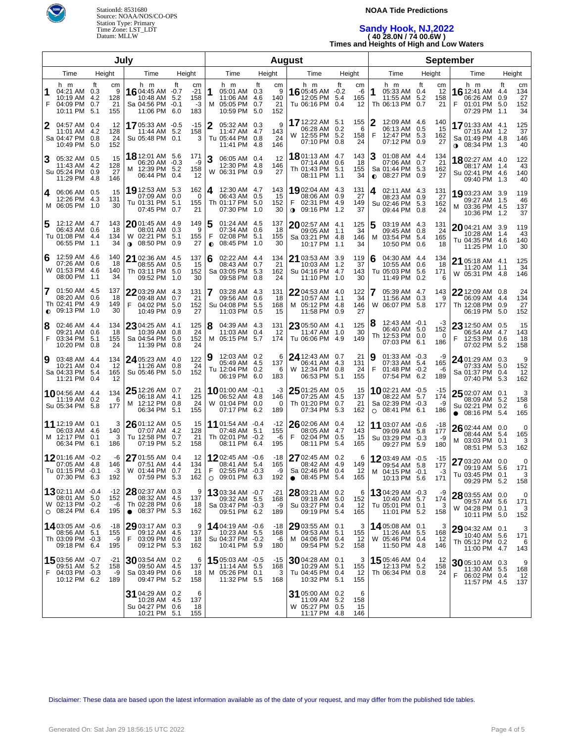# NOAA Tide Predictions

StationId: 8531680
Source: NOAA/NOS/CO-OPS
Station Type: Primary
Time Zone: LST_LDT
Datum: MLLW

## Sandy Hook, NJ,2022
**( 40 28.0N / 74 00.6W )**
**Times and Heights of High and Low Waters**

### July

| Day | Time | ft | cm |
|---|---|---|---|
| 1 F | 04:21 AM | 0.3 | 9 |
| | 10:19 AM | 4.2 | 128 |
| | 04:09 PM | 0.7 | 21 |
| | 10:11 PM | 5.1 | 155 |
| 2 Sa | 04:57 AM | 0.4 | 12 |
| | 11:01 AM | 4.2 | 128 |
| | 04:47 PM | 0.8 | 24 |
| | 10:49 PM | 5.0 | 152 |
| 3 Su | 05:32 AM | 0.5 | 15 |
| | 11:43 AM | 4.2 | 128 |
| | 05:24 PM | 0.9 | 27 |
| | 11:29 PM | 4.8 | 146 |
| 4 M | 06:06 AM | 0.5 | 15 |
| | 12:26 PM | 4.3 | 131 |
| | 06:05 PM | 1.0 | 30 |
| 5 Tu | 12:12 AM | 4.7 | 143 |
| | 06:43 AM | 0.6 | 18 |
| | 01:08 PM | 4.4 | 134 |
| | 06:55 PM | 1.1 | 34 |
| 6 W | 12:59 AM | 4.6 | 140 |
| | 07:26 AM | 0.6 | 18 |
| | 01:53 PM | 4.6 | 140 |
| | 08:00 PM | 1.1 | 34 |
| 7 Th ◐ | 01:50 AM | 4.5 | 137 |
| | 08:20 AM | 0.6 | 18 |
| | 02:41 PM | 4.9 | 149 |
| | 09:13 PM | 1.0 | 30 |
| 8 F | 02:46 AM | 4.4 | 134 |
| | 09:21 AM | 0.6 | 18 |
| | 03:34 PM | 5.1 | 155 |
| | 10:20 PM | 0.8 | 24 |
| 9 Sa | 03:48 AM | 4.4 | 134 |
| | 10:21 AM | 0.4 | 12 |
| | 04:33 PM | 5.4 | 165 |
| | 11:21 PM | 0.4 | 12 |
| 10 Su | 04:56 AM | 4.4 | 134 |
| | 11:19 AM | 0.2 | 6 |
| | 05:34 PM | 5.8 | 177 |
| 11 M | 12:19 AM | 0.1 | 3 |
| | 06:03 AM | 4.6 | 140 |
| | 12:17 PM | 0.1 | 3 |
| | 06:34 PM | 6.1 | 186 |
| 12 Tu | 01:16 AM | -0.2 | -6 |
| | 07:05 AM | 4.8 | 146 |
| | 01:15 PM | -0.1 | -3 |
| | 07:30 PM | 6.3 | 192 |
| 13 W ○ | 02:11 AM | -0.4 | -12 |
| | 08:01 AM | 5.0 | 152 |
| | 02:13 PM | -0.2 | -6 |
| | 08:24 PM | 6.4 | 195 |
| 14 Th | 03:05 AM | -0.6 | -18 |
| | 08:56 AM | 5.1 | 155 |
| | 03:09 PM | -0.3 | -9 |
| | 09:18 PM | 6.4 | 195 |
| 15 F | 03:56 AM | -0.7 | -21 |
| | 09:51 AM | 5.2 | 158 |
| | 04:03 PM | -0.3 | -9 |
| | 10:12 PM | 6.2 | 189 |
| 16 Sa | 04:45 AM | -0.7 | -21 |
| | 10:48 AM | 5.2 | 158 |
| | 04:56 PM | -0.1 | -3 |
| | 11:06 PM | 6.0 | 183 |
| 17 Su | 05:33 AM | -0.5 | -15 |
| | 11:44 AM | 5.2 | 158 |
| | 05:48 PM | 0.1 | 3 |
| 18 M | 12:01 AM | 5.6 | 171 |
| | 06:20 AM | -0.3 | -9 |
| | 12:39 PM | 5.2 | 158 |
| | 06:44 PM | 0.4 | 12 |
| 19 Tu | 12:53 AM | 5.3 | 162 |
| | 07:09 AM | 0.0 | 0 |
| | 01:31 PM | 5.1 | 155 |
| | 07:45 PM | 0.7 | 21 |
| 20 W ◑ | 01:45 AM | 4.9 | 149 |
| | 08:01 AM | 0.3 | 9 |
| | 02:21 PM | 5.1 | 155 |
| | 08:50 PM | 0.9 | 27 |
| 21 Th | 02:36 AM | 4.5 | 137 |
| | 08:55 AM | 0.5 | 15 |
| | 03:11 PM | 5.0 | 152 |
| | 09:52 PM | 1.0 | 30 |
| 22 F | 03:29 AM | 4.3 | 131 |
| | 09:48 AM | 0.7 | 21 |
| | 04:02 PM | 5.0 | 152 |
| | 10:49 PM | 0.9 | 27 |
| 23 Sa | 04:25 AM | 4.1 | 125 |
| | 10:39 AM | 0.8 | 24 |
| | 04:54 PM | 5.0 | 152 |
| | 11:39 PM | 0.8 | 24 |
| 24 Su | 05:23 AM | 4.0 | 122 |
| | 11:26 AM | 0.8 | 24 |
| | 05:46 PM | 5.0 | 152 |
| 25 M | 12:26 AM | 0.7 | 21 |
| | 06:18 AM | 4.1 | 125 |
| | 12:12 PM | 0.8 | 24 |
| | 06:34 PM | 5.1 | 155 |
| 26 Tu | 01:12 AM | 0.5 | 15 |
| | 07:07 AM | 4.2 | 128 |
| | 12:58 PM | 0.7 | 21 |
| | 07:19 PM | 5.2 | 158 |
| 27 W | 01:55 AM | 0.4 | 12 |
| | 07:51 AM | 4.4 | 134 |
| | 01:44 PM | 0.7 | 21 |
| | 07:59 PM | 5.3 | 162 |
| 28 Th ● | 02:37 AM | 0.3 | 9 |
| | 08:32 AM | 4.5 | 137 |
| | 02:28 PM | 0.6 | 18 |
| | 08:37 PM | 5.3 | 162 |
| 29 F | 03:17 AM | 0.3 | 9 |
| | 09:12 AM | 4.5 | 137 |
| | 03:09 PM | 0.6 | 18 |
| | 09:12 PM | 5.3 | 162 |
| 30 Sa | 03:54 AM | 0.2 | 6 |
| | 09:50 AM | 4.5 | 137 |
| | 03:49 PM | 0.6 | 18 |
| | 09:47 PM | 5.2 | 158 |
| 31 Su | 04:29 AM | 0.2 | 6 |
| | 10:28 AM | 4.5 | 137 |
| | 04:27 PM | 0.6 | 18 |
| | 10:21 PM | 5.1 | 155 |

### August

| Day | Time | ft | cm |
|---|---|---|---|
| 1 M | 05:01 AM | 0.3 | 9 |
| | 11:06 AM | 4.6 | 140 |
| | 05:05 PM | 0.7 | 21 |
| | 10:59 PM | 5.0 | 152 |
| 2 Tu | 05:32 AM | 0.3 | 9 |
| | 11:47 AM | 4.7 | 143 |
| | 05:44 PM | 0.8 | 24 |
| | 11:41 PM | 4.8 | 146 |
| 3 W | 06:05 AM | 0.4 | 12 |
| | 12:30 PM | 4.8 | 146 |
| | 06:31 PM | 0.9 | 27 |
| 4 Th | 12:30 AM | 4.7 | 143 |
| | 06:43 AM | 0.5 | 15 |
| | 01:17 PM | 5.0 | 152 |
| | 07:30 PM | 1.0 | 30 |
| 5 F ◐ | 01:24 AM | 4.5 | 137 |
| | 07:34 AM | 0.6 | 18 |
| | 02:08 PM | 5.1 | 155 |
| | 08:45 PM | 1.0 | 30 |
| 6 Sa | 02:22 AM | 4.4 | 134 |
| | 08:43 AM | 0.7 | 21 |
| | 03:05 PM | 5.3 | 162 |
| | 09:58 PM | 0.8 | 24 |
| 7 Su | 03:28 AM | 4.3 | 131 |
| | 09:56 AM | 0.6 | 18 |
| | 04:08 PM | 5.5 | 168 |
| | 11:03 PM | 0.5 | 15 |
| 8 M | 04:39 AM | 4.3 | 131 |
| | 11:03 AM | 0.4 | 12 |
| | 05:15 PM | 5.7 | 174 |
| 9 Tu | 12:03 AM | 0.2 | 6 |
| | 05:49 AM | 4.5 | 137 |
| | 12:04 PM | 0.2 | 6 |
| | 06:19 PM | 6.0 | 183 |
| 10 W | 01:00 AM | -0.1 | -3 |
| | 06:52 AM | 4.8 | 146 |
| | 01:04 PM | 0.0 | 0 |
| | 07:17 PM | 6.2 | 189 |
| 11 Th | 01:54 AM | -0.4 | -12 |
| | 07:48 AM | 5.1 | 155 |
| | 02:01 PM | -0.2 | -6 |
| | 08:11 PM | 6.4 | 195 |
| 12 F ○ | 02:45 AM | -0.6 | -18 |
| | 08:41 AM | 5.4 | 165 |
| | 02:55 PM | -0.3 | -9 |
| | 09:01 PM | 6.3 | 192 |
| 13 Sa | 03:34 AM | -0.7 | -21 |
| | 09:32 AM | 5.5 | 168 |
| | 03:47 PM | -0.3 | -9 |
| | 09:51 PM | 6.2 | 189 |
| 14 Su | 04:19 AM | -0.6 | -18 |
| | 10:23 AM | 5.5 | 168 |
| | 04:37 PM | -0.2 | -6 |
| | 10:41 PM | 5.9 | 180 |
| 15 M | 05:03 AM | -0.5 | -15 |
| | 11:14 AM | 5.5 | 168 |
| | 05:26 PM | 0.1 | 3 |
| | 11:32 PM | 5.5 | 168 |
| 16 Tu | 05:45 AM | -0.2 | -6 |
| | 12:05 PM | 5.4 | 165 |
| | 06:16 PM | 0.4 | 12 |
| 17 W | 12:22 AM | 5.1 | 155 |
| | 06:28 AM | 0.2 | 6 |
| | 12:55 PM | 5.2 | 158 |
| | 07:10 PM | 0.8 | 24 |
| 18 Th | 01:13 AM | 4.7 | 143 |
| | 07:14 AM | 0.6 | 18 |
| | 01:43 PM | 5.1 | 155 |
| | 08:11 PM | 1.1 | 34 |
| 19 F ◑ | 02:04 AM | 4.3 | 131 |
| | 08:06 AM | 0.9 | 27 |
| | 02:31 PM | 4.9 | 149 |
| | 09:16 PM | 1.2 | 37 |
| 20 Sa | 02:57 AM | 4.1 | 125 |
| | 09:05 AM | 1.1 | 34 |
| | 03:21 PM | 4.8 | 146 |
| | 10:17 PM | 1.1 | 34 |
| 21 Su | 03:53 AM | 3.9 | 119 |
| | 10:03 AM | 1.2 | 37 |
| | 04:16 PM | 4.7 | 143 |
| | 11:10 PM | 1.0 | 30 |
| 22 M | 04:53 AM | 4.0 | 122 |
| | 10:57 AM | 1.1 | 34 |
| | 05:12 PM | 4.8 | 146 |
| | 11:58 PM | 0.9 | 27 |
| 23 Tu | 05:50 AM | 4.1 | 125 |
| | 11:47 AM | 1.0 | 30 |
| | 06:06 PM | 4.9 | 149 |
| 24 W | 12:43 AM | 0.7 | 21 |
| | 06:41 AM | 4.3 | 131 |
| | 12:34 PM | 0.8 | 24 |
| | 06:53 PM | 5.1 | 155 |
| 25 Th | 01:25 AM | 0.5 | 15 |
| | 07:25 AM | 4.5 | 137 |
| | 01:20 PM | 0.7 | 21 |
| | 07:34 PM | 5.3 | 162 |
| 26 F | 02:06 AM | 0.4 | 12 |
| | 08:05 AM | 4.7 | 143 |
| | 02:04 PM | 0.5 | 15 |
| | 08:11 PM | 5.4 | 165 |
| 27 Sa ● | 02:45 AM | 0.2 | 6 |
| | 08:42 AM | 4.9 | 149 |
| | 02:46 PM | 0.4 | 12 |
| | 08:45 PM | 5.4 | 165 |
| 28 Su | 03:21 AM | 0.2 | 6 |
| | 09:18 AM | 5.0 | 152 |
| | 03:27 PM | 0.4 | 12 |
| | 09:19 PM | 5.4 | 165 |
| 29 M | 03:55 AM | 0.1 | 3 |
| | 09:53 AM | 5.1 | 155 |
| | 04:06 PM | 0.4 | 12 |
| | 09:54 PM | 5.2 | 158 |
| 30 Tu | 04:28 AM | 0.1 | 3 |
| | 10:29 AM | 5.1 | 155 |
| | 04:45 PM | 0.4 | 12 |
| | 10:32 PM | 5.1 | 155 |
| 31 W | 05:00 AM | 0.2 | 6 |
| | 11:09 AM | 5.2 | 158 |
| | 05:27 PM | 0.5 | 15 |
| | 11:17 PM | 4.8 | 146 |

### September

| Day | Time | ft | cm |
|---|---|---|---|
| 1 Th | 05:33 AM | 0.4 | 12 |
| | 11:55 AM | 5.2 | 158 |
| | 06:13 PM | 0.7 | 21 |
| 2 F | 12:09 AM | 4.6 | 140 |
| | 06:13 AM | 0.5 | 15 |
| | 12:47 PM | 5.3 | 162 |
| | 07:12 PM | 0.9 | 27 |
| 3 Sa ◐ | 01:08 AM | 4.4 | 134 |
| | 07:06 AM | 0.7 | 21 |
| | 01:44 PM | 5.3 | 162 |
| | 08:27 PM | 0.9 | 27 |
| 4 Su | 02:11 AM | 4.3 | 131 |
| | 08:23 AM | 0.9 | 27 |
| | 02:46 PM | 5.3 | 162 |
| | 09:44 PM | 0.8 | 24 |
| 5 M | 03:19 AM | 4.3 | 131 |
| | 09:45 AM | 0.8 | 24 |
| | 03:54 PM | 5.4 | 165 |
| | 10:50 PM | 0.6 | 18 |
| 6 Tu | 04:30 AM | 4.4 | 134 |
| | 10:55 AM | 0.6 | 18 |
| | 05:03 PM | 5.6 | 171 |
| | 11:49 PM | 0.2 | 6 |
| 7 W | 05:39 AM | 4.7 | 143 |
| | 11:56 AM | 0.3 | 9 |
| | 06:07 PM | 5.8 | 177 |
| 8 Th | 12:43 AM | -0.1 | -3 |
| | 06:40 AM | 5.0 | 152 |
| | 12:53 PM | 0.0 | 0 |
| | 07:03 PM | 6.1 | 186 |
| 9 F | 01:33 AM | -0.3 | -9 |
| | 07:33 AM | 5.4 | 165 |
| | 01:48 PM | -0.2 | -6 |
| | 07:54 PM | 6.2 | 189 |
| 10 Sa ○ | 02:21 AM | -0.5 | -15 |
| | 08:22 AM | 5.7 | 174 |
| | 02:39 PM | -0.3 | -9 |
| | 08:41 PM | 6.1 | 186 |
| 11 Su | 03:07 AM | -0.6 | -18 |
| | 09:09 AM | 5.8 | 177 |
| | 03:29 PM | -0.3 | -9 |
| | 09:27 PM | 5.9 | 180 |
| 12 M | 03:49 AM | -0.5 | -15 |
| | 09:54 AM | 5.8 | 177 |
| | 04:15 PM | -0.1 | -3 |
| | 10:13 PM | 5.6 | 171 |
| 13 Tu | 04:29 AM | -0.3 | -9 |
| | 10:40 AM | 5.7 | 174 |
| | 05:01 PM | 0.1 | 3 |
| | 11:01 PM | 5.2 | 158 |
| 14 W | 05:08 AM | 0.1 | 3 |
| | 11:26 AM | 5.5 | 168 |
| | 05:46 PM | 0.4 | 12 |
| | 11:50 PM | 4.8 | 146 |
| 15 Th | 05:46 AM | 0.4 | 12 |
| | 12:13 PM | 5.2 | 158 |
| | 06:34 PM | 0.8 | 24 |
| 16 F | 12:41 AM | 4.4 | 134 |
| | 06:26 AM | 0.9 | 27 |
| | 01:01 PM | 5.0 | 152 |
| | 07:29 PM | 1.1 | 34 |
| 17 Sa ◑ | 01:33 AM | 4.1 | 125 |
| | 07:15 AM | 1.2 | 37 |
| | 01:49 PM | 4.8 | 146 |
| | 08:34 PM | 1.3 | 40 |
| 18 Su | 02:27 AM | 4.0 | 122 |
| | 08:17 AM | 1.4 | 43 |
| | 02:41 PM | 4.6 | 140 |
| | 09:40 PM | 1.3 | 40 |
| 19 M | 03:23 AM | 3.9 | 119 |
| | 09:27 AM | 1.5 | 46 |
| | 03:36 PM | 4.5 | 137 |
| | 10:36 PM | 1.2 | 37 |
| 20 Tu | 04:21 AM | 3.9 | 119 |
| | 10:28 AM | 1.4 | 43 |
| | 04:35 PM | 4.6 | 140 |
| | 11:25 PM | 1.0 | 30 |
| 21 W | 05:18 AM | 4.1 | 125 |
| | 11:20 AM | 1.1 | 34 |
| | 05:31 PM | 4.8 | 146 |
| 22 Th | 12:09 AM | 0.8 | 24 |
| | 06:09 AM | 4.4 | 134 |
| | 12:08 PM | 0.9 | 27 |
| | 06:19 PM | 5.0 | 152 |
| 23 F | 12:50 AM | 0.5 | 15 |
| | 06:54 AM | 4.7 | 143 |
| | 12:53 PM | 0.6 | 18 |
| | 07:02 PM | 5.2 | 158 |
| 24 Sa | 01:29 AM | 0.3 | 9 |
| | 07:33 AM | 5.0 | 152 |
| | 01:37 PM | 0.4 | 12 |
| | 07:40 PM | 5.3 | 162 |
| 25 Su ● | 02:07 AM | 0.1 | 3 |
| | 08:09 AM | 5.2 | 158 |
| | 02:21 PM | 0.2 | 6 |
| | 08:16 PM | 5.4 | 165 |
| 26 M | 02:44 AM | 0.0 | 0 |
| | 08:44 AM | 5.4 | 165 |
| | 03:03 PM | 0.1 | 3 |
| | 08:51 PM | 5.3 | 162 |
| 27 Tu | 03:20 AM | 0.0 | 0 |
| | 09:19 AM | 5.6 | 171 |
| | 03:45 PM | 0.1 | 3 |
| | 09:29 PM | 5.2 | 158 |
| 28 W | 03:55 AM | 0.0 | 0 |
| | 09:57 AM | 5.6 | 171 |
| | 04:28 PM | 0.1 | 3 |
| | 10:11 PM | 5.0 | 152 |
| 29 Th | 04:32 AM | 0.1 | 3 |
| | 10:40 AM | 5.6 | 171 |
| | 05:12 PM | 0.2 | 6 |
| | 11:00 PM | 4.7 | 143 |
| 30 F | 05:10 AM | 0.3 | 9 |
| | 11:30 AM | 5.5 | 168 |
| | 06:02 PM | 0.4 | 12 |
| | 11:57 PM | 4.5 | 137 |

Disclaimer: These data are based upon the latest information available as of the date of your request, and may differ from the published tide tables.

Generated On: Sat Jan 29 18:56:15 UTC 2022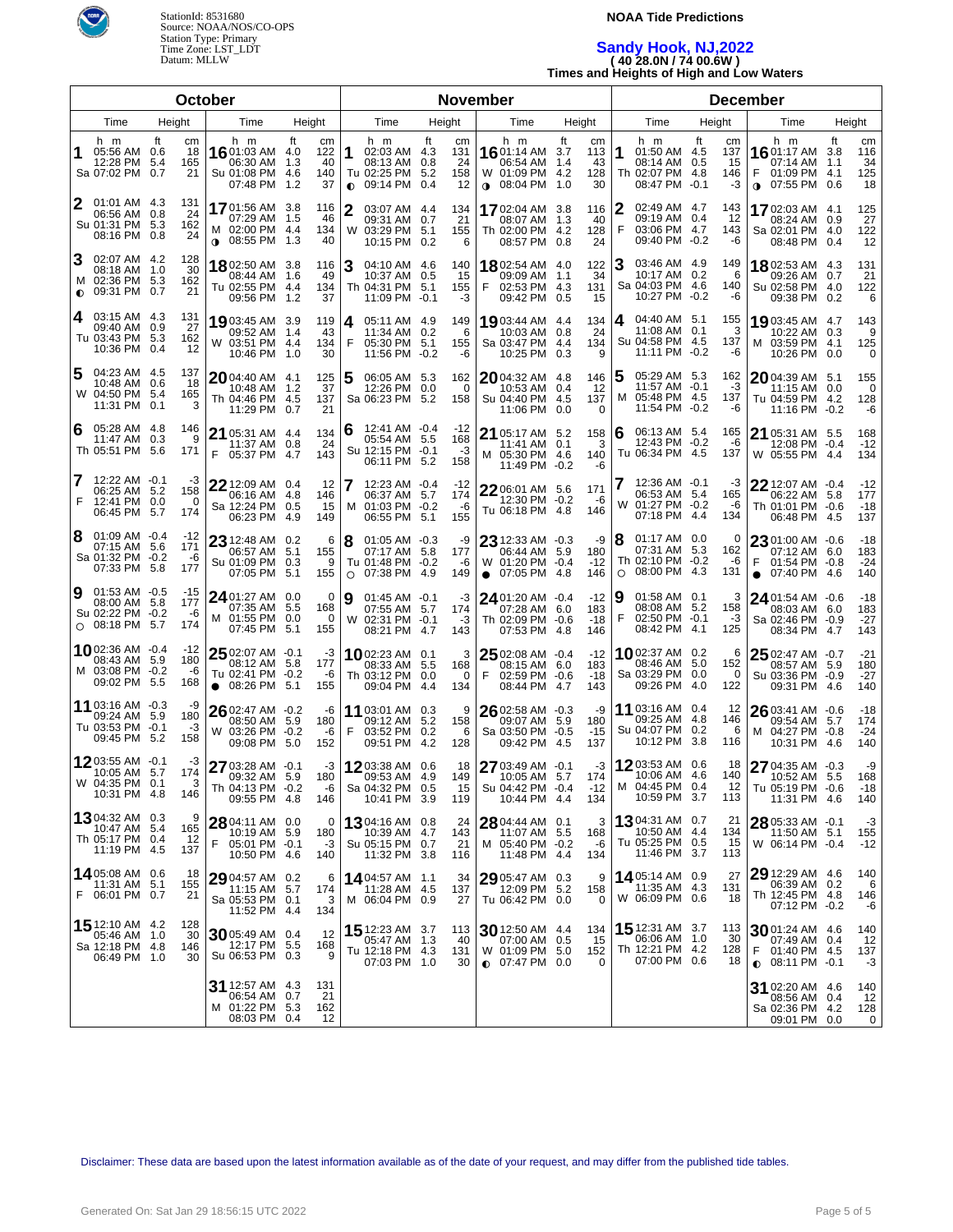StationId: 8531680
Source: NOAA/NOS/CO-OPS
Station Type: Primary
Time Zone: LST_LDT
Datum: MLLW

# NOAA Tide Predictions

## Sandy Hook, NJ,2022

**( 40 28.0N / 74 00.6W )**

**Times and Heights of High and Low Waters**

## October

| Day | Time | Height (ft) | Height (cm) |
|---|---|---|---|
| 1 Sa | 05:56 AM | 0.6 | 18 |
| | 12:28 PM | 5.4 | 165 |
| | 07:02 PM | 0.7 | 21 |
| 2 Su | 01:01 AM | 4.3 | 131 |
| | 06:56 AM | 0.8 | 24 |
| | 01:31 PM | 5.3 | 162 |
| | 08:16 PM | 0.8 | 24 |
| 3 M ◐ | 02:07 AM | 4.2 | 128 |
| | 08:18 AM | 1.0 | 30 |
| | 02:36 PM | 5.3 | 162 |
| | 09:31 PM | 0.7 | 21 |
| 4 Tu | 03:15 AM | 4.3 | 131 |
| | 09:40 AM | 0.9 | 27 |
| | 03:43 PM | 5.3 | 162 |
| | 10:36 PM | 0.4 | 12 |
| 5 W | 04:23 AM | 4.5 | 137 |
| | 10:48 AM | 0.6 | 18 |
| | 04:50 PM | 5.4 | 165 |
| | 11:31 PM | 0.1 | 3 |
| 6 Th | 05:28 AM | 4.8 | 146 |
| | 11:47 AM | 0.3 | 9 |
| | 05:51 PM | 5.6 | 171 |
| 7 F | 12:22 AM | -0.1 | -3 |
| | 06:25 AM | 5.2 | 158 |
| | 12:41 PM | 0.0 | 0 |
| | 06:45 PM | 5.7 | 174 |
| 8 Sa | 01:09 AM | -0.4 | -12 |
| | 07:15 AM | 5.6 | 171 |
| | 01:32 PM | -0.2 | -6 |
| | 07:33 PM | 5.8 | 177 |
| 9 Su ○ | 01:53 AM | -0.5 | -15 |
| | 08:00 AM | 5.8 | 177 |
| | 02:22 PM | -0.2 | -6 |
| | 08:18 PM | 5.7 | 174 |
| 10 M | 02:36 AM | -0.4 | -12 |
| | 08:43 AM | 5.9 | 180 |
| | 03:08 PM | -0.2 | -6 |
| | 09:02 PM | 5.5 | 168 |
| 11 Tu | 03:16 AM | -0.3 | -9 |
| | 09:24 AM | 5.9 | 180 |
| | 03:53 PM | -0.1 | -3 |
| | 09:45 PM | 5.2 | 158 |
| 12 W | 03:55 AM | -0.1 | -3 |
| | 10:05 AM | 5.7 | 174 |
| | 04:35 PM | 0.1 | 3 |
| | 10:31 PM | 4.8 | 146 |
| 13 Th | 04:32 AM | 0.3 | 9 |
| | 10:47 AM | 5.4 | 165 |
| | 05:17 PM | 0.4 | 12 |
| | 11:19 PM | 4.5 | 137 |
| 14 F | 05:08 AM | 0.6 | 18 |
| | 11:31 AM | 5.1 | 155 |
| | 06:01 PM | 0.7 | 21 |
| 15 Sa | 12:10 AM | 4.2 | 128 |
| | 05:46 AM | 1.0 | 30 |
| | 12:18 PM | 4.8 | 146 |
| | 06:49 PM | 1.0 | 30 |
| 16 Su | 01:03 AM | 4.0 | 122 |
| | 06:30 AM | 1.3 | 40 |
| | 01:08 PM | 4.6 | 140 |
| | 07:48 PM | 1.2 | 37 |
| 17 M ◑ | 01:56 AM | 3.8 | 116 |
| | 07:29 AM | 1.5 | 46 |
| | 02:00 PM | 4.4 | 134 |
| | 08:55 PM | 1.3 | 40 |
| 18 Tu | 02:50 AM | 3.8 | 116 |
| | 08:44 AM | 1.6 | 49 |
| | 02:55 PM | 4.4 | 134 |
| | 09:56 PM | 1.2 | 37 |
| 19 W | 03:45 AM | 3.9 | 119 |
| | 09:52 AM | 1.4 | 43 |
| | 03:51 PM | 4.4 | 134 |
| | 10:46 PM | 1.0 | 30 |
| 20 Th | 04:40 AM | 4.1 | 125 |
| | 10:48 AM | 1.2 | 37 |
| | 04:46 PM | 4.5 | 137 |
| | 11:29 PM | 0.7 | 21 |
| 21 F | 05:31 AM | 4.4 | 134 |
| | 11:37 AM | 0.8 | 24 |
| | 05:37 PM | 4.7 | 143 |
| 22 Sa | 12:09 AM | 0.4 | 12 |
| | 06:16 AM | 4.8 | 146 |
| | 12:24 PM | 0.5 | 15 |
| | 06:23 PM | 4.9 | 149 |
| 23 Su | 12:48 AM | 0.2 | 6 |
| | 06:57 AM | 5.1 | 155 |
| | 01:09 PM | 0.3 | 9 |
| | 07:05 PM | 5.1 | 155 |
| 24 M | 01:27 AM | 0.0 | 0 |
| | 07:35 AM | 5.5 | 168 |
| | 01:55 PM | 0.0 | 0 |
| | 07:45 PM | 5.1 | 155 |
| 25 Tu ● | 02:07 AM | -0.1 | -3 |
| | 08:12 AM | 5.8 | 177 |
| | 02:41 PM | -0.2 | -6 |
| | 08:26 PM | 5.1 | 155 |
| 26 W | 02:47 AM | -0.2 | -6 |
| | 08:50 AM | 5.9 | 180 |
| | 03:26 PM | -0.2 | -6 |
| | 09:08 PM | 5.0 | 152 |
| 27 Th | 03:28 AM | -0.1 | -3 |
| | 09:32 AM | 5.9 | 180 |
| | 04:13 PM | -0.2 | -6 |
| | 09:55 PM | 4.8 | 146 |
| 28 F | 04:11 AM | 0.0 | 0 |
| | 10:19 AM | 5.9 | 180 |
| | 05:01 PM | -0.1 | -3 |
| | 10:50 PM | 4.6 | 140 |
| 29 Sa | 04:57 AM | 0.2 | 6 |
| | 11:15 AM | 5.7 | 174 |
| | 05:53 PM | 0.1 | 3 |
| | 11:52 PM | 4.4 | 134 |
| 30 Su | 05:49 AM | 0.4 | 12 |
| | 12:17 PM | 5.5 | 168 |
| | 06:53 PM | 0.3 | 9 |
| 31 M | 12:57 AM | 4.3 | 131 |
| | 06:54 AM | 0.7 | 21 |
| | 01:22 PM | 5.3 | 162 |
| | 08:03 PM | 0.4 | 12 |

## November

| Day | Time | Height (ft) | Height (cm) |
|---|---|---|---|
| 1 Tu ◐ | 02:03 AM | 4.3 | 131 |
| | 08:13 AM | 0.8 | 24 |
| | 02:25 PM | 5.2 | 158 |
| | 09:14 PM | 0.4 | 12 |
| 2 W | 03:07 AM | 4.4 | 134 |
| | 09:31 AM | 0.7 | 21 |
| | 03:29 PM | 5.1 | 155 |
| | 10:15 PM | 0.2 | 6 |
| 3 Th | 04:10 AM | 4.6 | 140 |
| | 10:37 AM | 0.5 | 15 |
| | 04:31 PM | 5.1 | 155 |
| | 11:09 PM | -0.1 | -3 |
| 4 F | 05:11 AM | 4.9 | 149 |
| | 11:34 AM | 0.2 | 6 |
| | 05:30 PM | 5.1 | 155 |
| | 11:56 PM | -0.2 | -6 |
| 5 Sa | 06:05 AM | 5.3 | 162 |
| | 12:26 PM | 0.0 | 0 |
| | 06:23 PM | 5.2 | 158 |
| 6 Su | 12:41 AM | -0.4 | -12 |
| | 05:54 AM | 5.5 | 168 |
| | 12:15 PM | -0.1 | -3 |
| | 06:11 PM | 5.2 | 158 |
| 7 M | 12:23 AM | -0.4 | -12 |
| | 06:37 AM | 5.7 | 174 |
| | 01:03 PM | -0.2 | -6 |
| | 06:55 PM | 5.1 | 155 |
| 8 Tu ○ | 01:05 AM | -0.3 | -9 |
| | 07:17 AM | 5.8 | 177 |
| | 01:48 PM | -0.2 | -6 |
| | 07:38 PM | 4.9 | 149 |
| 9 W | 01:45 AM | -0.1 | -3 |
| | 07:55 AM | 5.7 | 174 |
| | 02:31 PM | -0.1 | -3 |
| | 08:21 PM | 4.7 | 143 |
| 10 Th | 02:23 AM | 0.1 | 3 |
| | 08:33 AM | 5.5 | 168 |
| | 03:12 PM | 0.0 | 0 |
| | 09:04 PM | 4.4 | 134 |
| 11 F | 03:01 AM | 0.3 | 9 |
| | 09:12 AM | 5.2 | 158 |
| | 03:52 PM | 0.2 | 6 |
| | 09:51 PM | 4.2 | 128 |
| 12 Sa | 03:38 AM | 0.6 | 18 |
| | 09:53 AM | 4.9 | 149 |
| | 04:32 PM | 0.5 | 15 |
| | 10:41 PM | 3.9 | 119 |
| 13 Su | 04:16 AM | 0.8 | 24 |
| | 10:39 AM | 4.7 | 143 |
| | 05:15 PM | 0.7 | 21 |
| | 11:32 PM | 3.8 | 116 |
| 14 M | 04:57 AM | 1.1 | 34 |
| | 11:28 AM | 4.5 | 137 |
| | 06:04 PM | 0.9 | 27 |
| 15 Tu | 12:23 AM | 3.7 | 113 |
| | 05:47 AM | 1.3 | 40 |
| | 12:18 PM | 4.3 | 131 |
| | 07:03 PM | 1.0 | 30 |
| 16 W ◑ | 01:14 AM | 3.7 | 113 |
| | 06:54 AM | 1.4 | 43 |
| | 01:09 PM | 4.2 | 128 |
| | 08:04 PM | 1.0 | 30 |
| 17 Th | 02:04 AM | 3.8 | 116 |
| | 08:07 AM | 1.3 | 40 |
| | 02:00 PM | 4.2 | 128 |
| | 08:57 PM | 0.8 | 24 |
| 18 F | 02:54 AM | 4.0 | 122 |
| | 09:09 AM | 1.1 | 34 |
| | 02:53 PM | 4.3 | 131 |
| | 09:42 PM | 0.5 | 15 |
| 19 Sa | 03:44 AM | 4.4 | 134 |
| | 10:03 AM | 0.8 | 24 |
| | 03:47 PM | 4.4 | 134 |
| | 10:25 PM | 0.3 | 9 |
| 20 Su | 04:32 AM | 4.8 | 146 |
| | 10:53 AM | 0.4 | 12 |
| | 04:40 PM | 4.5 | 137 |
| | 11:06 PM | 0.0 | 0 |
| 21 M | 05:17 AM | 5.2 | 158 |
| | 11:41 AM | 0.1 | 3 |
| | 05:30 PM | 4.6 | 140 |
| | 11:49 PM | -0.2 | -6 |
| 22 Tu | 06:01 AM | 5.6 | 171 |
| | 12:30 PM | -0.2 | -6 |
| | 06:18 PM | 4.8 | 146 |
| 23 W ● | 12:33 AM | -0.3 | -9 |
| | 06:44 AM | 5.9 | 180 |
| | 01:20 PM | -0.4 | -12 |
| | 07:05 PM | 4.8 | 146 |
| 24 Th | 01:20 AM | -0.4 | -12 |
| | 07:28 AM | 6.0 | 183 |
| | 02:09 PM | -0.6 | -18 |
| | 07:53 PM | 4.8 | 146 |
| 25 F | 02:08 AM | -0.4 | -12 |
| | 08:15 AM | 6.0 | 183 |
| | 02:59 PM | -0.6 | -18 |
| | 08:44 PM | 4.7 | 143 |
| 26 Sa | 02:58 AM | -0.3 | -9 |
| | 09:07 AM | 5.9 | 180 |
| | 03:50 PM | -0.5 | -15 |
| | 09:42 PM | 4.5 | 137 |
| 27 Su | 03:49 AM | -0.1 | -3 |
| | 10:05 AM | 5.7 | 174 |
| | 04:42 PM | -0.4 | -12 |
| | 10:44 PM | 4.4 | 134 |
| 28 M | 04:44 AM | 0.1 | 3 |
| | 11:07 AM | 5.5 | 168 |
| | 05:40 PM | -0.2 | -6 |
| | 11:48 PM | 4.4 | 134 |
| 29 Tu | 05:47 AM | 0.3 | 9 |
| | 12:09 PM | 5.2 | 158 |
| | 06:42 PM | 0.0 | 0 |
| 30 W ◐ | 12:50 AM | 4.4 | 134 |
| | 07:00 AM | 0.5 | 15 |
| | 01:09 PM | 5.0 | 152 |
| | 07:47 PM | 0.0 | 0 |

## December

| Day | Time | Height (ft) | Height (cm) |
|---|---|---|---|
| 1 Th | 01:50 AM | 4.5 | 137 |
| | 08:14 AM | 0.5 | 15 |
| | 02:07 PM | 4.8 | 146 |
| | 08:47 PM | -0.1 | -3 |
| 2 F | 02:49 AM | 4.7 | 143 |
| | 09:19 AM | 0.4 | 12 |
| | 03:06 PM | 4.7 | 143 |
| | 09:40 PM | -0.2 | -6 |
| 3 Sa | 03:46 AM | 4.9 | 149 |
| | 10:17 AM | 0.2 | 6 |
| | 04:03 PM | 4.6 | 140 |
| | 10:27 PM | -0.2 | -6 |
| 4 Su | 04:40 AM | 5.1 | 155 |
| | 11:08 AM | 0.1 | 3 |
| | 04:58 PM | 4.5 | 137 |
| | 11:11 PM | -0.2 | -6 |
| 5 M | 05:29 AM | 5.3 | 162 |
| | 11:57 AM | -0.1 | -3 |
| | 05:48 PM | 4.5 | 137 |
| | 11:54 PM | -0.2 | -6 |
| 6 Tu | 06:13 AM | 5.4 | 165 |
| | 12:43 PM | -0.2 | -6 |
| | 06:34 PM | 4.5 | 137 |
| 7 W | 12:36 AM | -0.1 | -3 |
| | 06:53 AM | 5.4 | 165 |
| | 01:27 PM | -0.2 | -6 |
| | 07:18 PM | 4.4 | 134 |
| 8 Th ○ | 01:17 AM | 0.0 | 0 |
| | 07:31 AM | 5.3 | 162 |
| | 02:10 PM | -0.2 | -6 |
| | 08:00 PM | 4.3 | 131 |
| 9 F | 01:58 AM | 0.1 | 3 |
| | 08:08 AM | 5.2 | 158 |
| | 02:50 PM | -0.1 | -3 |
| | 08:42 PM | 4.1 | 125 |
| 10 Sa | 02:37 AM | 0.2 | 6 |
| | 08:46 AM | 5.0 | 152 |
| | 03:29 PM | 0.0 | 0 |
| | 09:26 PM | 4.0 | 122 |
| 11 Su | 03:16 AM | 0.4 | 12 |
| | 09:25 AM | 4.8 | 146 |
| | 04:07 PM | 0.2 | 6 |
| | 10:12 PM | 3.8 | 116 |
| 12 M | 03:53 AM | 0.6 | 18 |
| | 10:06 AM | 4.6 | 140 |
| | 04:45 PM | 0.4 | 12 |
| | 10:59 PM | 3.7 | 113 |
| 13 Tu | 04:31 AM | 0.7 | 21 |
| | 10:50 AM | 4.4 | 134 |
| | 05:25 PM | 0.5 | 15 |
| | 11:46 PM | 3.7 | 113 |
| 14 W | 05:14 AM | 0.9 | 27 |
| | 11:35 AM | 4.3 | 131 |
| | 06:09 PM | 0.6 | 18 |
| 15 Th | 12:31 AM | 3.7 | 113 |
| | 06:06 AM | 1.0 | 30 |
| | 12:21 PM | 4.2 | 128 |
| | 07:00 PM | 0.6 | 18 |
| 16 F ◑ | 01:17 AM | 3.8 | 116 |
| | 07:14 AM | 1.1 | 34 |
| | 01:09 PM | 4.1 | 125 |
| | 07:55 PM | 0.6 | 18 |
| 17 Sa | 02:03 AM | 4.1 | 125 |
| | 08:24 AM | 0.9 | 27 |
| | 02:01 PM | 4.0 | 122 |
| | 08:48 PM | 0.4 | 12 |
| 18 Su | 02:53 AM | 4.3 | 131 |
| | 09:26 AM | 0.7 | 21 |
| | 02:58 PM | 4.0 | 122 |
| | 09:38 PM | 0.2 | 6 |
| 19 M | 03:45 AM | 4.7 | 143 |
| | 10:22 AM | 0.3 | 9 |
| | 03:59 PM | 4.1 | 125 |
| | 10:26 PM | 0.0 | 0 |
| 20 Tu | 04:39 AM | 5.1 | 155 |
| | 11:15 AM | 0.0 | 0 |
| | 04:59 PM | 4.2 | 128 |
| | 11:16 PM | -0.2 | -6 |
| 21 W | 05:31 AM | 5.5 | 168 |
| | 12:08 PM | -0.4 | -12 |
| | 05:55 PM | 4.4 | 134 |
| 22 Th | 12:07 AM | -0.4 | -12 |
| | 06:22 AM | 5.8 | 177 |
| | 01:01 PM | -0.6 | -18 |
| | 06:48 PM | 4.5 | 137 |
| 23 F ● | 01:00 AM | -0.6 | -18 |
| | 07:12 AM | 6.0 | 183 |
| | 01:54 PM | -0.8 | -24 |
| | 07:40 PM | 4.6 | 140 |
| 24 Sa | 01:54 AM | -0.6 | -18 |
| | 08:03 AM | 6.0 | 183 |
| | 02:46 PM | -0.9 | -27 |
| | 08:34 PM | 4.7 | 143 |
| 25 Su | 02:47 AM | -0.7 | -21 |
| | 08:57 AM | 5.9 | 180 |
| | 03:36 PM | -0.9 | -27 |
| | 09:31 PM | 4.6 | 140 |
| 26 M | 03:41 AM | -0.6 | -18 |
| | 09:54 AM | 5.7 | 174 |
| | 04:27 PM | -0.8 | -24 |
| | 10:31 PM | 4.6 | 140 |
| 27 Tu | 04:35 AM | -0.3 | -9 |
| | 10:52 AM | 5.5 | 168 |
| | 05:19 PM | -0.6 | -18 |
| | 11:31 PM | 4.6 | 140 |
| 28 W | 05:33 AM | -0.1 | -3 |
| | 11:50 AM | 5.1 | 155 |
| | 06:14 PM | -0.4 | -12 |
| 29 Th | 12:29 AM | 4.6 | 140 |
| | 06:39 AM | 0.2 | 6 |
| | 12:45 PM | 4.8 | 146 |
| | 07:12 PM | -0.2 | -6 |
| 30 F ◐ | 01:24 AM | 4.6 | 140 |
| | 07:49 AM | 0.4 | 12 |
| | 01:40 PM | 4.5 | 137 |
| | 08:11 PM | -0.1 | -3 |
| 31 Sa | 02:20 AM | 4.6 | 140 |
| | 08:56 AM | 0.4 | 12 |
| | 02:36 PM | 4.2 | 128 |
| | 09:01 PM | 0.0 | 0 |

Disclaimer: These data are based upon the latest information available as of the date of your request, and may differ from the published tide tables.

Generated On: Sat Jan 29 18:56:15 UTC 2022